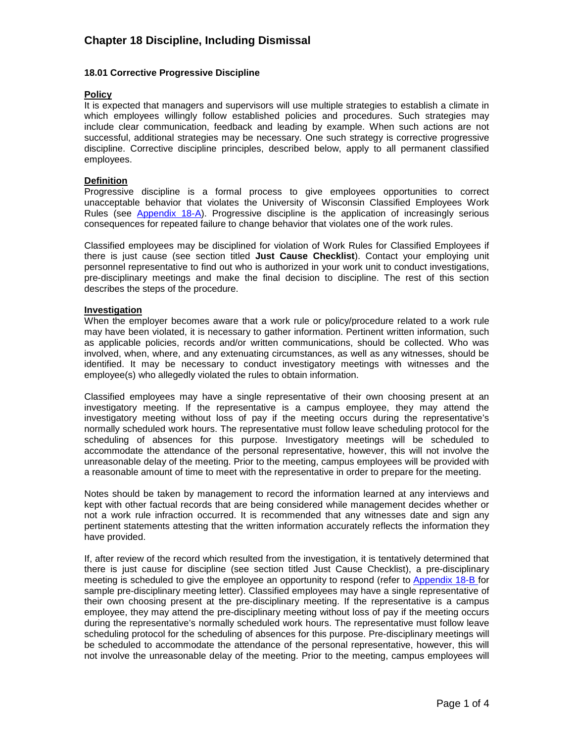# Chapter 18 Discipline, Including Dismissal

## 18.01 Corrective Progressive Discipline

### Policy

It is expected that managers and supervisors will use multiple strategies to establish a climate in which employees willingly follow established policies and procedures. Such strategies may include clear communication, feedback and leading by example. When such actions are not successful, additional strategies may be necessary. One such strategy is corrective progressive discipline. Corrective discipline principles, described below, apply to all permanent classified employees.

### Definition

Progressive discipline is a formal process to give employees opportunities to correct unacceptable behavior that violates the University of Wisconsin Classified Employees Work Rules (see Appendix 18-A). Progressive discipline is the application of increasingly serious consequences for repeated failure to change behavior that violates one of the work rules.

Classified employees may be disciplined for violation of Work Rules for Classified Employees if there is just cause (see section titled **Just Cause Checklist**). Contact your employing unit personnel representative to find out who is authorized in your work unit to conduct investigations, pre-disciplinary meetings and make the final decision to discipline. The rest of this section describes the steps of the procedure.

### Investigation

When the employer becomes aware that a work rule or policy/procedure related to a work rule may have been violated, it is necessary to gather information. Pertinent written information, such as applicable policies, records and/or written communications, should be collected. Who was involved, when, where, and any extenuating circumstances, as well as any witnesses, should be identified. It may be necessary to conduct investigatory meetings with witnesses and the employee(s) who allegedly violated the rules to obtain information.

Classified employees may have a single representative of their own choosing present at an investigatory meeting. If the representative is a campus employee, they may attend the investigatory meeting without loss of pay if the meeting occurs during the representative's normally scheduled work hours. The representative must follow leave scheduling protocol for the scheduling of absences for this purpose. Investigatory meetings will be scheduled to accommodate the attendance of the personal representative, however, this will not involve the unreasonable delay of the meeting. Prior to the meeting, campus employees will be provided with a reasonable amount of time to meet with the representative in order to prepare for the meeting.

Notes should be taken by management to record the information learned at any interviews and kept with other factual records that are being considered while management decides whether or not a work rule infraction occurred. It is recommended that any witnesses date and sign any pertinent statements attesting that the written information accurately reflects the information they have provided.

If, after review of the record which resulted from the investigation, it is tentatively determined that there is just cause for discipline (see section titled Just Cause Checklist), a pre-disciplinary meeting is scheduled to give the employee an opportunity to respond (refer to Appendix 18-B for sample pre-disciplinary meeting letter). Classified employees may have a single representative of their own choosing present at the pre-disciplinary meeting. If the representative is a campus employee, they may attend the pre-disciplinary meeting without loss of pay if the meeting occurs during the representative's normally scheduled work hours. The representative must follow leave scheduling protocol for the scheduling of absences for this purpose. Pre-disciplinary meetings will be scheduled to accommodate the attendance of the personal representative, however, this will not involve the unreasonable delay of the meeting. Prior to the meeting, campus employees will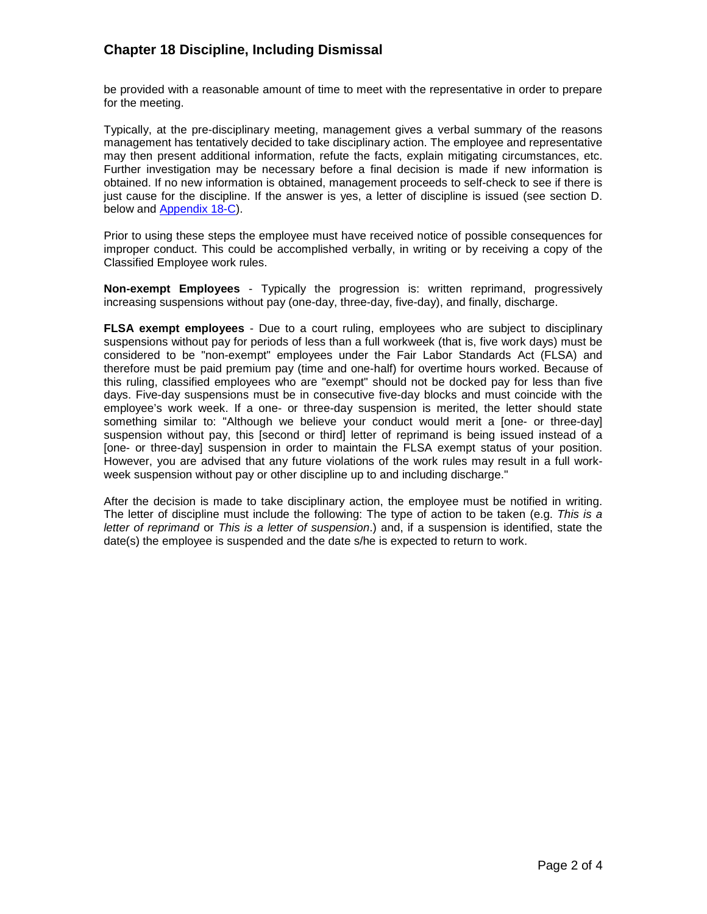be provided with a reasonable amount of time to meet with the representative in order to prepare for the meeting.

Typically, at the pre-disciplinary meeting, management gives a verbal summary of the reasons management has tentatively decided to take disciplinary action. The employee and representative may then present additional information, refute the facts, explain mitigating circumstances, etc. Further investigation may be necessary before a final decision is made if new information is obtained. If no new information is obtained, management proceeds to self-check to see if there is just cause for the discipline. If the answer is yes, a letter of discipline is issued (see section D. below and Appendix 18-C).

Prior to using these steps the employee must have received notice of possible consequences for improper conduct. This could be accomplished verbally, in writing or by receiving a copy of the Classified Employee work rules.

**Non-exempt Employees** - Typically the progression is: written reprimand, progressively increasing suspensions without pay (one-day, three-day, five-day), and finally, discharge.

**FLSA exempt employees** - Due to a court ruling, employees who are subject to disciplinary suspensions without pay for periods of less than a full workweek (that is, five work days) must be considered to be "non-exempt" employees under the Fair Labor Standards Act (FLSA) and therefore must be paid premium pay (time and one-half) for overtime hours worked. Because of this ruling, classified employees who are "exempt" should not be docked pay for less than five days. Five-day suspensions must be in consecutive five-day blocks and must coincide with the employee's work week. If a one- or three-day suspension is merited, the letter should state something similar to: "Although we believe your conduct would merit a [one- or three-day] suspension without pay, this [second or third] letter of reprimand is being issued instead of a [one- or three-day] suspension in order to maintain the FLSA exempt status of your position. However, you are advised that any future violations of the work rules may result in a full work-week suspension without pay or other discipline up to and including discharge."

After the decision is made to take disciplinary action, the employee must be notified in writing. The letter of discipline must include the following: The type of action to be taken (e.g. *This is a letter of reprimand* or *This is a letter of suspension*.) and, if a suspension is identified, state the date(s) the employee is suspended and the date s/he is expected to return to work.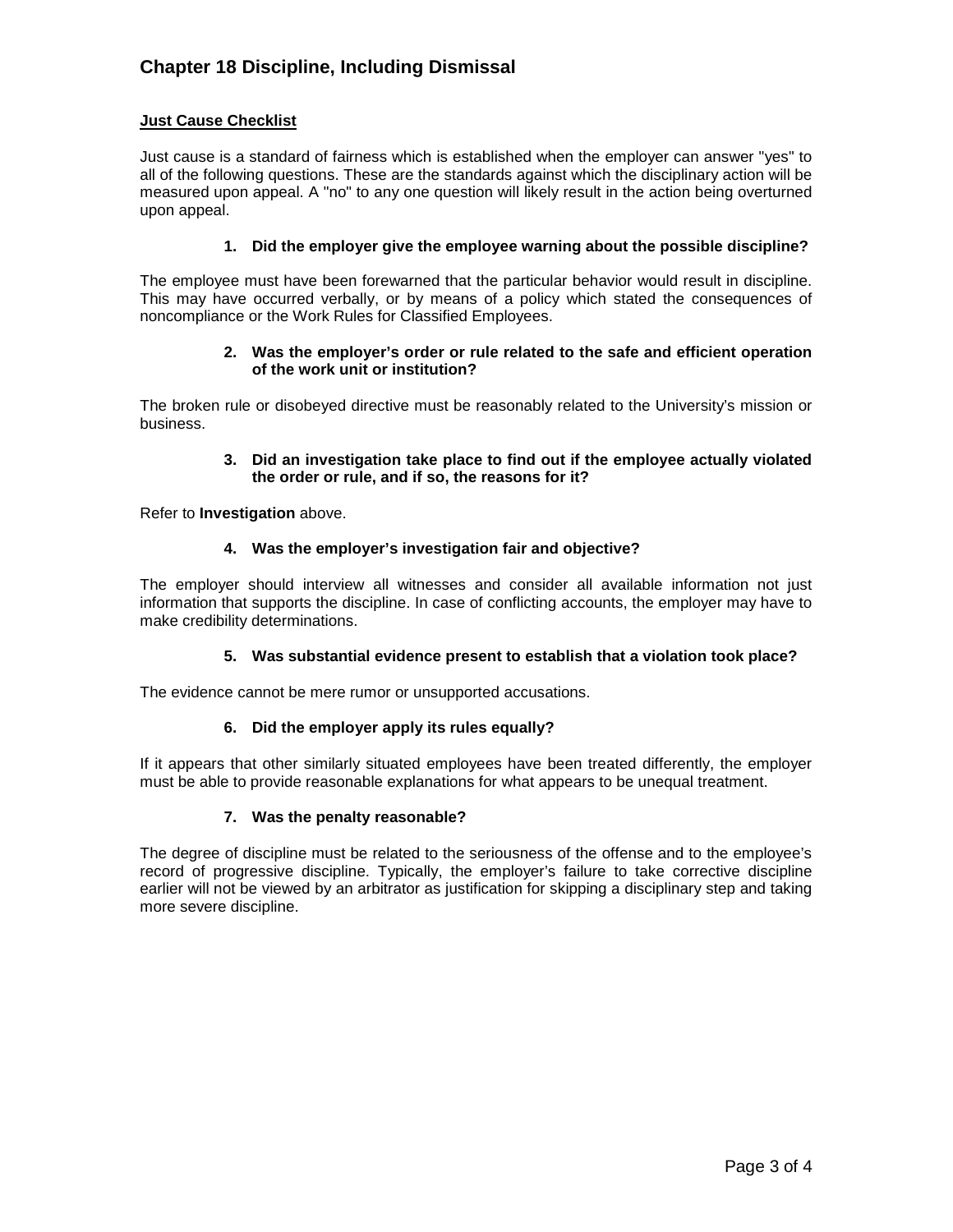# Chapter 18 Discipline, Including Dismissal

**Just Cause Checklist**

Just cause is a standard of fairness which is established when the employer can answer "yes" to all of the following questions. These are the standards against which the disciplinary action will be measured upon appeal. A "no" to any one question will likely result in the action being overturned upon appeal.

**1. Did the employer give the employee warning about the possible discipline?**

The employee must have been forewarned that the particular behavior would result in discipline. This may have occurred verbally, or by means of a policy which stated the consequences of noncompliance or the Work Rules for Classified Employees.

**2. Was the employer's order or rule related to the safe and efficient operation of the work unit or institution?**

The broken rule or disobeyed directive must be reasonably related to the University's mission or business.

**3. Did an investigation take place to find out if the employee actually violated the order or rule, and if so, the reasons for it?**

Refer to **Investigation** above.

**4. Was the employer's investigation fair and objective?**

The employer should interview all witnesses and consider all available information not just information that supports the discipline. In case of conflicting accounts, the employer may have to make credibility determinations.

**5. Was substantial evidence present to establish that a violation took place?**

The evidence cannot be mere rumor or unsupported accusations.

**6. Did the employer apply its rules equally?**

If it appears that other similarly situated employees have been treated differently, the employer must be able to provide reasonable explanations for what appears to be unequal treatment.

**7. Was the penalty reasonable?**

The degree of discipline must be related to the seriousness of the offense and to the employee's record of progressive discipline. Typically, the employer's failure to take corrective discipline earlier will not be viewed by an arbitrator as justification for skipping a disciplinary step and taking more severe discipline.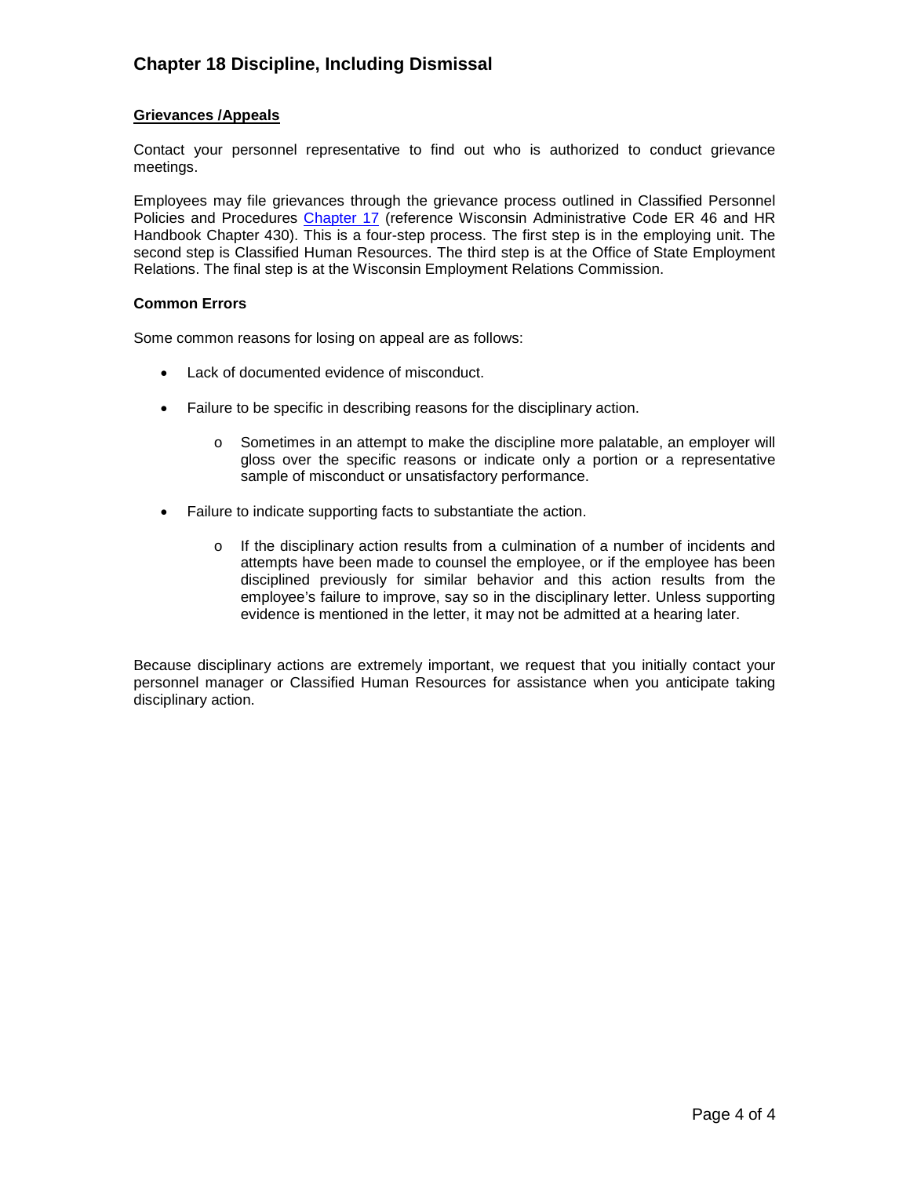## Grievances /Appeals

Contact your personnel representative to find out who is authorized to conduct grievance meetings.

Employees may file grievances through the grievance process outlined in Classified Personnel Policies and Procedures Chapter 17 (reference Wisconsin Administrative Code ER 46 and HR Handbook Chapter 430). This is a four-step process. The first step is in the employing unit. The second step is Classified Human Resources. The third step is at the Office of State Employment Relations. The final step is at the Wisconsin Employment Relations Commission.

### Common Errors

Some common reasons for losing on appeal are as follows:

- Lack of documented evidence of misconduct.
- Failure to be specific in describing reasons for the disciplinary action.
  - Sometimes in an attempt to make the discipline more palatable, an employer will gloss over the specific reasons or indicate only a portion or a representative sample of misconduct or unsatisfactory performance.
- Failure to indicate supporting facts to substantiate the action.
  - If the disciplinary action results from a culmination of a number of incidents and attempts have been made to counsel the employee, or if the employee has been disciplined previously for similar behavior and this action results from the employee's failure to improve, say so in the disciplinary letter. Unless supporting evidence is mentioned in the letter, it may not be admitted at a hearing later.

Because disciplinary actions are extremely important, we request that you initially contact your personnel manager or Classified Human Resources for assistance when you anticipate taking disciplinary action.